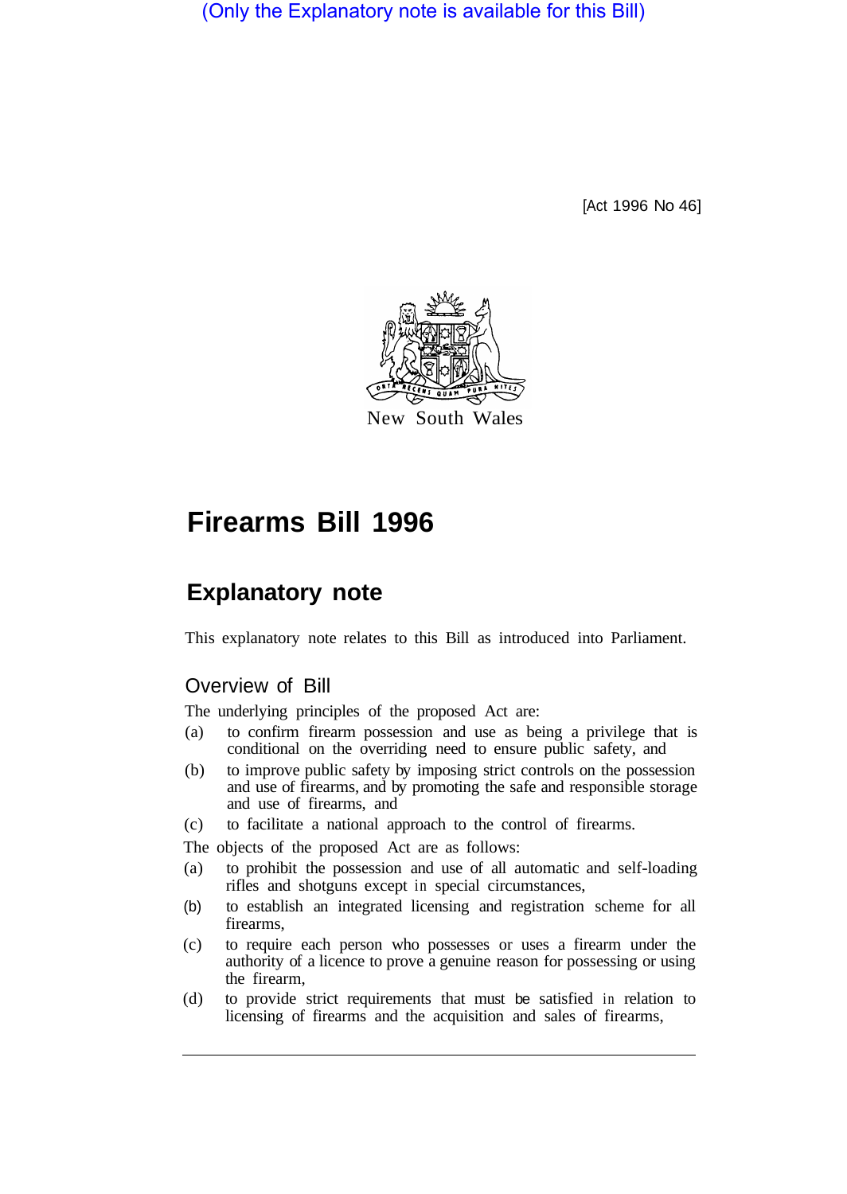(Only the Explanatory note is available for this Bill)

[Act 1996 No 46]

New South Wales

# Firearms Bill 1996

## Explanatory note

This explanatory note relates to this Bill as introduced into Parliament.

### Overview of Bill

The underlying principles of the proposed Act are:

(a) to confirm firearm possession and use as being a privilege that is conditional on the overriding need to ensure public safety, and

(b) to improve public safety by imposing strict controls on the possession and use of firearms, and by promoting the safe and responsible storage and use of firearms, and

(c) to facilitate a national approach to the control of firearms.

The objects of the proposed Act are as follows:

(a) to prohibit the possession and use of all automatic and self-loading rifles and shotguns except in special circumstances,

(b) to establish an integrated licensing and registration scheme for all firearms,

(c) to require each person who possesses or uses a firearm under the authority of a licence to prove a genuine reason for possessing or using the firearm,

(d) to provide strict requirements that must be satisfied in relation to licensing of firearms and the acquisition and sales of firearms,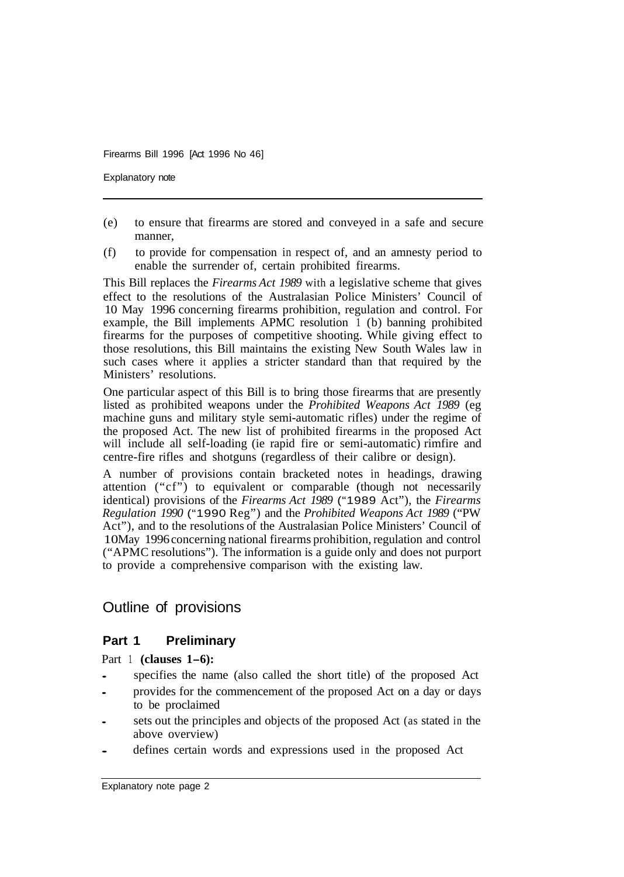(e) to ensure that firearms are stored and conveyed in a safe and secure manner,

(f) to provide for compensation in respect of, and an amnesty period to enable the surrender of, certain prohibited firearms.

This Bill replaces the *Firearms Act 1989* with a legislative scheme that gives effect to the resolutions of the Australasian Police Ministers' Council of 10 May 1996 concerning firearms prohibition, regulation and control. For example, the Bill implements APMC resolution 1 (b) banning prohibited firearms for the purposes of competitive shooting. While giving effect to those resolutions, this Bill maintains the existing New South Wales law in such cases where it applies a stricter standard than that required by the Ministers' resolutions.

One particular aspect of this Bill is to bring those firearms that are presently listed as prohibited weapons under the *Prohibited Weapons Act 1989* (eg machine guns and military style semi-automatic rifles) under the regime of the proposed Act. The new list of prohibited firearms in the proposed Act will include all self-loading (ie rapid fire or semi-automatic) rimfire and centre-fire rifles and shotguns (regardless of their calibre or design).

A number of provisions contain bracketed notes in headings, drawing attention ("cf") to equivalent or comparable (though not necessarily identical) provisions of the *Firearms Act 1989* ("1989 Act"), the *Firearms Regulation 1990* ("1990 Reg") and the *Prohibited Weapons Act 1989* ("PW Act"), and to the resolutions of the Australasian Police Ministers' Council of 10May 1996 concerning national firearms prohibition, regulation and control ("APMC resolutions"). The information is a guide only and does not purport to provide a comprehensive comparison with the existing law.

## Outline of provisions

### Part 1 Preliminary

Part 1 **(clauses 1–6):**

- specifies the name (also called the short title) of the proposed Act
- provides for the commencement of the proposed Act on a day or days to be proclaimed
- sets out the principles and objects of the proposed Act (as stated in the above overview)
- defines certain words and expressions used in the proposed Act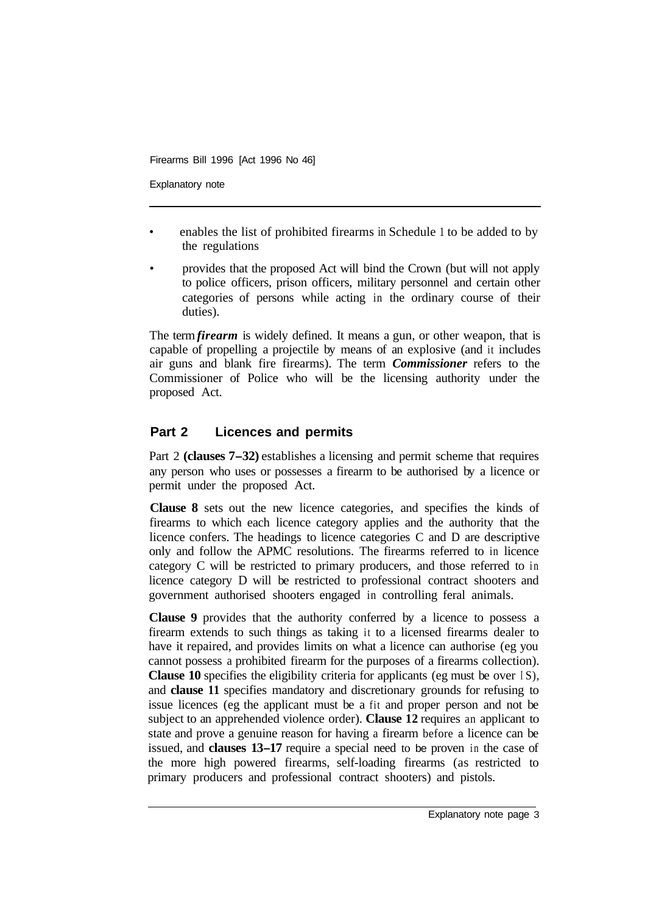- enables the list of prohibited firearms in Schedule 1 to be added to by the regulations
- provides that the proposed Act will bind the Crown (but will not apply to police officers, prison officers, military personnel and certain other categories of persons while acting in the ordinary course of their duties).

The term ***firearm*** is widely defined. It means a gun, or other weapon, that is capable of propelling a projectile by means of an explosive (and it includes air guns and blank fire firearms). The term ***Commissioner*** refers to the Commissioner of Police who will be the licensing authority under the proposed Act.

## Part 2 Licences and permits

Part 2 **(clauses 7–32)** establishes a licensing and permit scheme that requires any person who uses or possesses a firearm to be authorised by a licence or permit under the proposed Act.

**Clause 8** sets out the new licence categories, and specifies the kinds of firearms to which each licence category applies and the authority that the licence confers. The headings to licence categories C and D are descriptive only and follow the APMC resolutions. The firearms referred to in licence category C will be restricted to primary producers, and those referred to in licence category D will be restricted to professional contract shooters and government authorised shooters engaged in controlling feral animals.

**Clause 9** provides that the authority conferred by a licence to possess a firearm extends to such things as taking it to a licensed firearms dealer to have it repaired, and provides limits on what a licence can authorise (eg you cannot possess a prohibited firearm for the purposes of a firearms collection). **Clause 10** specifies the eligibility criteria for applicants (eg must be over 18), and **clause 11** specifies mandatory and discretionary grounds for refusing to issue licences (eg the applicant must be a fit and proper person and not be subject to an apprehended violence order). **Clause 12** requires an applicant to state and prove a genuine reason for having a firearm before a licence can be issued, and **clauses 13–17** require a special need to be proven in the case of the more high powered firearms, self-loading firearms (as restricted to primary producers and professional contract shooters) and pistols.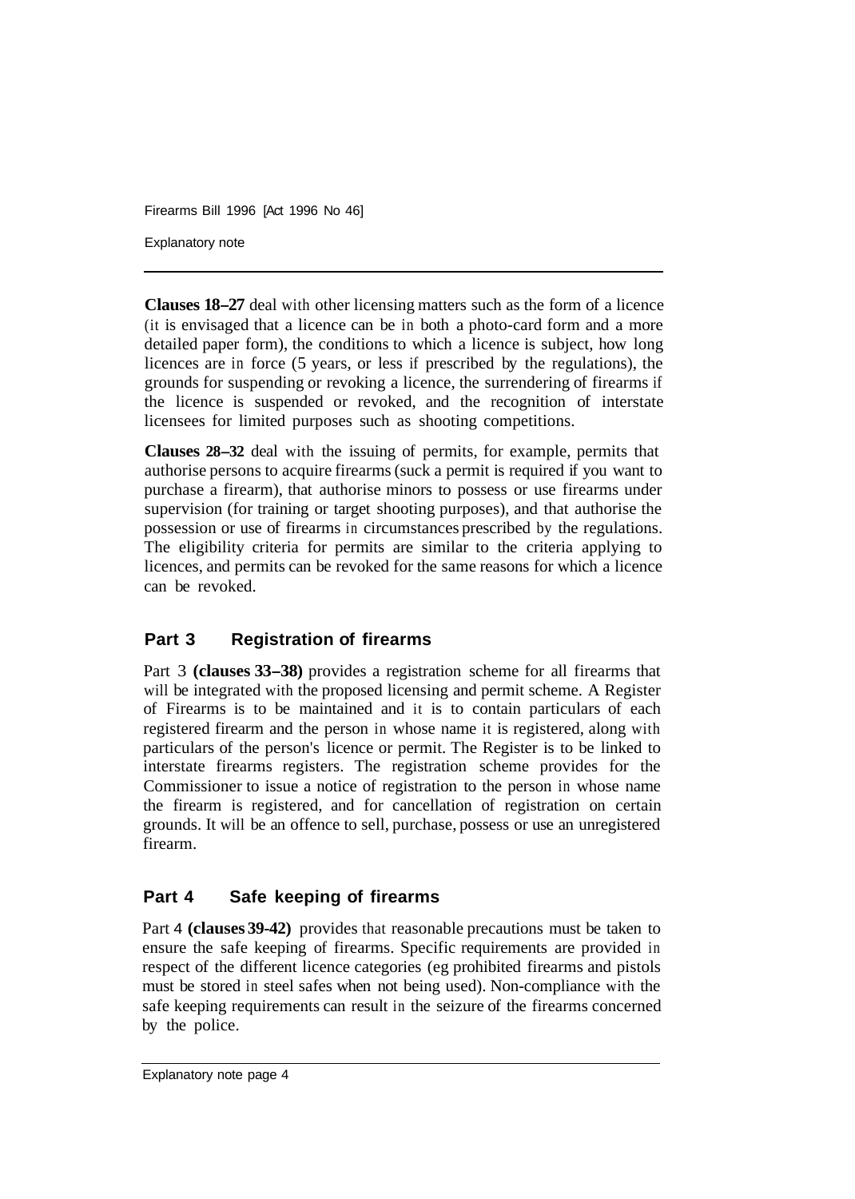**Clauses 18–27** deal with other licensing matters such as the form of a licence (it is envisaged that a licence can be in both a photo-card form and a more detailed paper form), the conditions to which a licence is subject, how long licences are in force (5 years, or less if prescribed by the regulations), the grounds for suspending or revoking a licence, the surrendering of firearms if the licence is suspended or revoked, and the recognition of interstate licensees for limited purposes such as shooting competitions.

**Clauses 28–32** deal with the issuing of permits, for example, permits that authorise persons to acquire firearms (suck a permit is required if you want to purchase a firearm), that authorise minors to possess or use firearms under supervision (for training or target shooting purposes), and that authorise the possession or use of firearms in circumstances prescribed by the regulations. The eligibility criteria for permits are similar to the criteria applying to licences, and permits can be revoked for the same reasons for which a licence can be revoked.

## Part 3 Registration of firearms

Part 3 **(clauses 33–38)** provides a registration scheme for all firearms that will be integrated with the proposed licensing and permit scheme. A Register of Firearms is to be maintained and it is to contain particulars of each registered firearm and the person in whose name it is registered, along with particulars of the person's licence or permit. The Register is to be linked to interstate firearms registers. The registration scheme provides for the Commissioner to issue a notice of registration to the person in whose name the firearm is registered, and for cancellation of registration on certain grounds. It will be an offence to sell, purchase, possess or use an unregistered firearm.

## Part 4 Safe keeping of firearms

Part 4 **(clauses 39-42)** provides that reasonable precautions must be taken to ensure the safe keeping of firearms. Specific requirements are provided in respect of the different licence categories (eg prohibited firearms and pistols must be stored in steel safes when not being used). Non-compliance with the safe keeping requirements can result in the seizure of the firearms concerned by the police.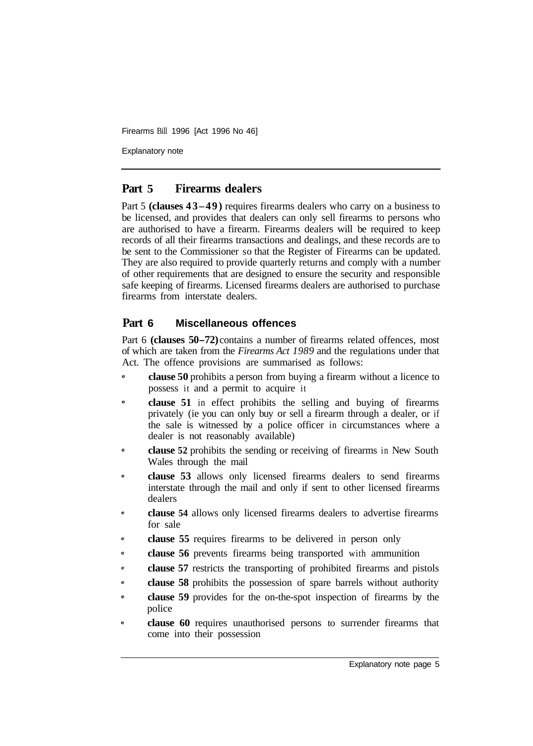## Part 5 Firearms dealers

Part 5 **(clauses 43–49)** requires firearms dealers who carry on a business to be licensed, and provides that dealers can only sell firearms to persons who are authorised to have a firearm. Firearms dealers will be required to keep records of all their firearms transactions and dealings, and these records are to be sent to the Commissioner so that the Register of Firearms can be updated. They are also required to provide quarterly returns and comply with a number of other requirements that are designed to ensure the security and responsible safe keeping of firearms. Licensed firearms dealers are authorised to purchase firearms from interstate dealers.

## Part 6 Miscellaneous offences

Part 6 **(clauses 50–72)** contains a number of firearms related offences, most of which are taken from the *Firearms Act 1989* and the regulations under that Act. The offence provisions are summarised as follows:

- **clause 50** prohibits a person from buying a firearm without a licence to possess it and a permit to acquire it
- **clause 51** in effect prohibits the selling and buying of firearms privately (ie you can only buy or sell a firearm through a dealer, or if the sale is witnessed by a police officer in circumstances where a dealer is not reasonably available)
- **clause 52** prohibits the sending or receiving of firearms in New South Wales through the mail
- **clause 53** allows only licensed firearms dealers to send firearms interstate through the mail and only if sent to other licensed firearms dealers
- **clause 54** allows only licensed firearms dealers to advertise firearms for sale
- **clause 55** requires firearms to be delivered in person only
- **clause 56** prevents firearms being transported with ammunition
- **clause 57** restricts the transporting of prohibited firearms and pistols
- **clause 58** prohibits the possession of spare barrels without authority
- **clause 59** provides for the on-the-spot inspection of firearms by the police
- **clause 60** requires unauthorised persons to surrender firearms that come into their possession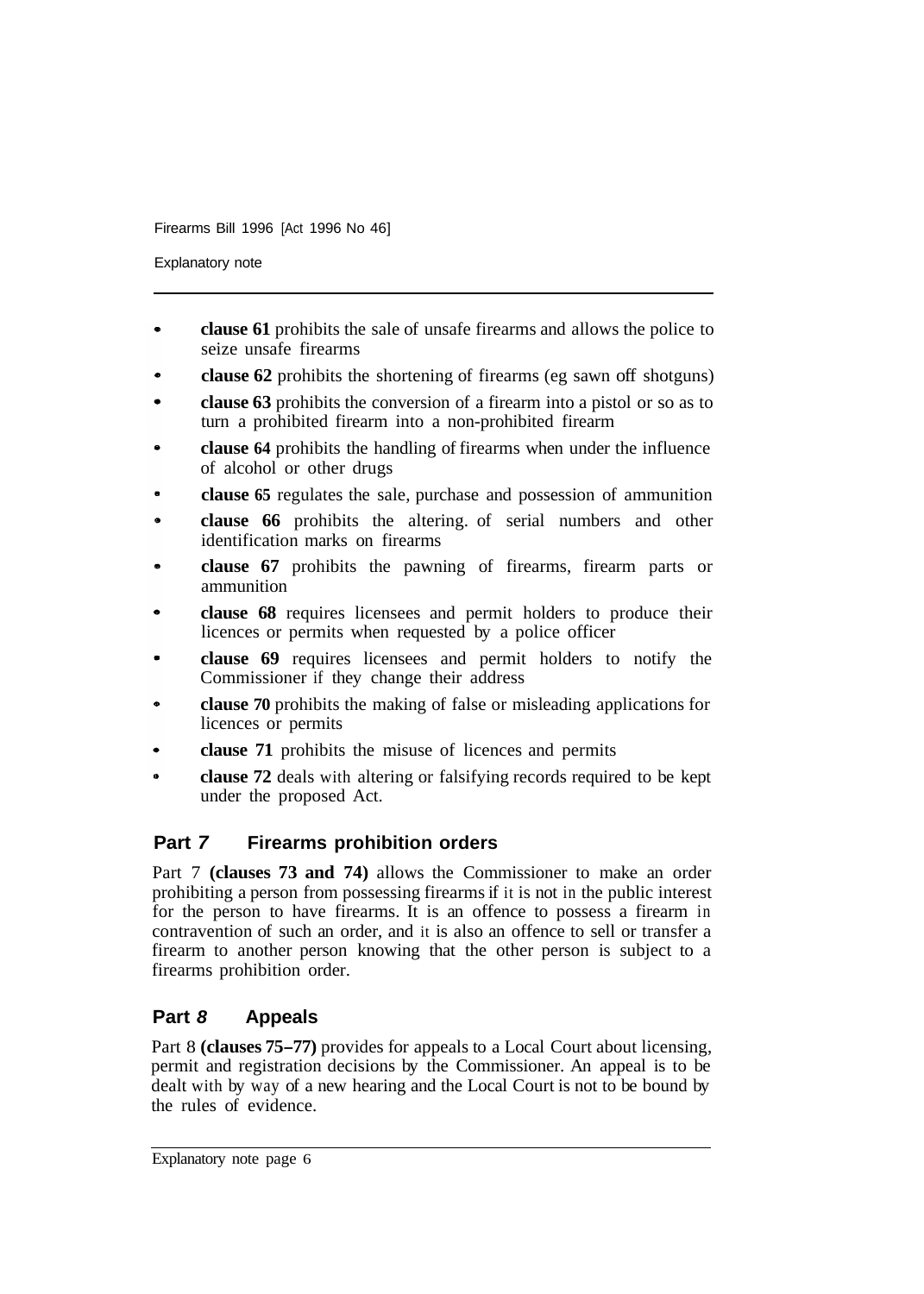- **clause 61** prohibits the sale of unsafe firearms and allows the police to seize unsafe firearms
- **clause 62** prohibits the shortening of firearms (eg sawn off shotguns)
- **clause 63** prohibits the conversion of a firearm into a pistol or so as to turn a prohibited firearm into a non-prohibited firearm
- **clause 64** prohibits the handling of firearms when under the influence of alcohol or other drugs
- **clause 65** regulates the sale, purchase and possession of ammunition
- **clause 66** prohibits the altering. of serial numbers and other identification marks on firearms
- **clause 67** prohibits the pawning of firearms, firearm parts or ammunition
- **clause 68** requires licensees and permit holders to produce their licences or permits when requested by a police officer
- **clause 69** requires licensees and permit holders to notify the Commissioner if they change their address
- **clause 70** prohibits the making of false or misleading applications for licences or permits
- **clause 71** prohibits the misuse of licences and permits
- **clause 72** deals with altering or falsifying records required to be kept under the proposed Act.

## Part *7* Firearms prohibition orders

Part 7 **(clauses 73 and 74)** allows the Commissioner to make an order prohibiting a person from possessing firearms if it is not in the public interest for the person to have firearms. It is an offence to possess a firearm in contravention of such an order, and it is also an offence to sell or transfer a firearm to another person knowing that the other person is subject to a firearms prohibition order.

## Part *8* Appeals

Part 8 **(clauses 75–77)** provides for appeals to a Local Court about licensing, permit and registration decisions by the Commissioner. An appeal is to be dealt with by way of a new hearing and the Local Court is not to be bound by the rules of evidence.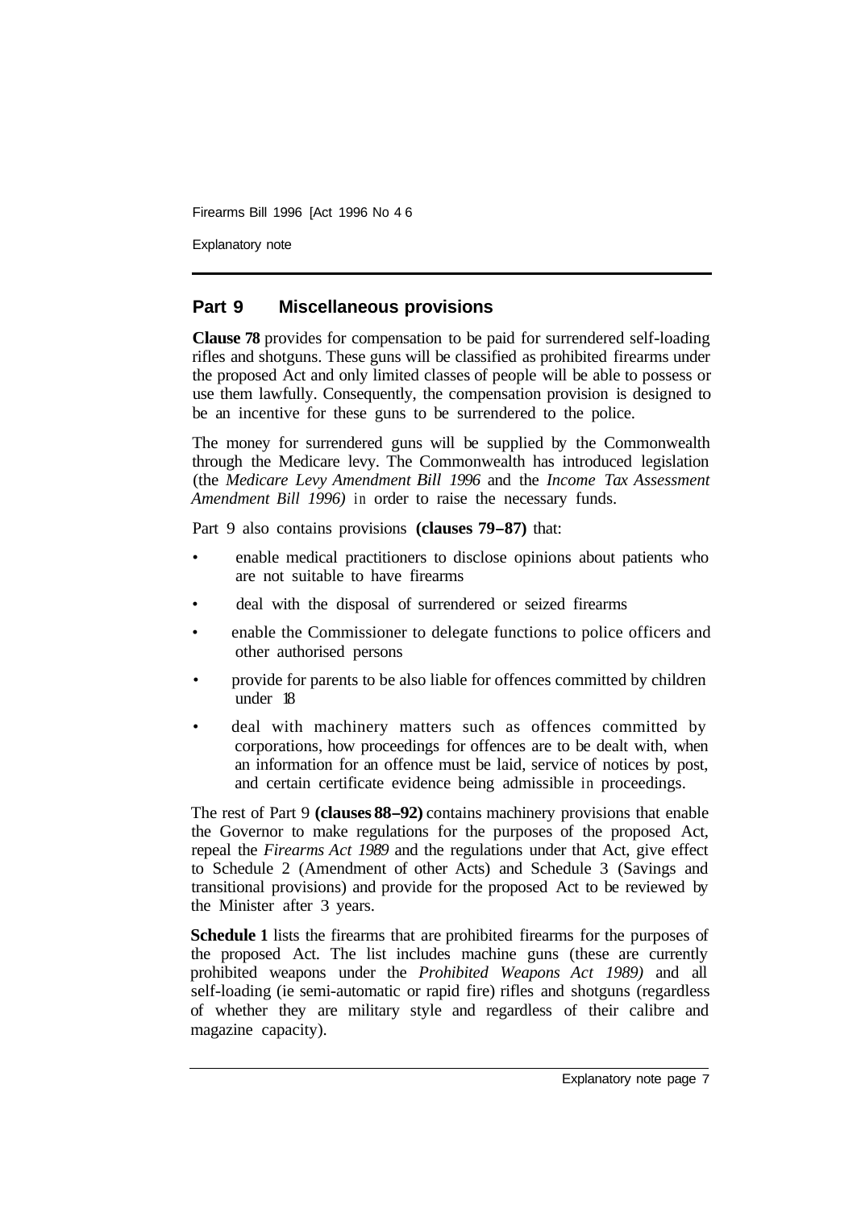## Part 9 Miscellaneous provisions

**Clause 78** provides for compensation to be paid for surrendered self-loading rifles and shotguns. These guns will be classified as prohibited firearms under the proposed Act and only limited classes of people will be able to possess or use them lawfully. Consequently, the compensation provision is designed to be an incentive for these guns to be surrendered to the police.

The money for surrendered guns will be supplied by the Commonwealth through the Medicare levy. The Commonwealth has introduced legislation (the *Medicare Levy Amendment Bill 1996* and the *Income Tax Assessment Amendment Bill 1996)* in order to raise the necessary funds.

Part 9 also contains provisions **(clauses 79–87)** that:

- enable medical practitioners to disclose opinions about patients who are not suitable to have firearms
- deal with the disposal of surrendered or seized firearms
- enable the Commissioner to delegate functions to police officers and other authorised persons
- provide for parents to be also liable for offences committed by children under 18
- deal with machinery matters such as offences committed by corporations, how proceedings for offences are to be dealt with, when an information for an offence must be laid, service of notices by post, and certain certificate evidence being admissible in proceedings.

The rest of Part 9 **(clauses 88–92)** contains machinery provisions that enable the Governor to make regulations for the purposes of the proposed Act, repeal the *Firearms Act 1989* and the regulations under that Act, give effect to Schedule 2 (Amendment of other Acts) and Schedule 3 (Savings and transitional provisions) and provide for the proposed Act to be reviewed by the Minister after 3 years.

**Schedule 1** lists the firearms that are prohibited firearms for the purposes of the proposed Act. The list includes machine guns (these are currently prohibited weapons under the *Prohibited Weapons Act 1989)* and all self-loading (ie semi-automatic or rapid fire) rifles and shotguns (regardless of whether they are military style and regardless of their calibre and magazine capacity).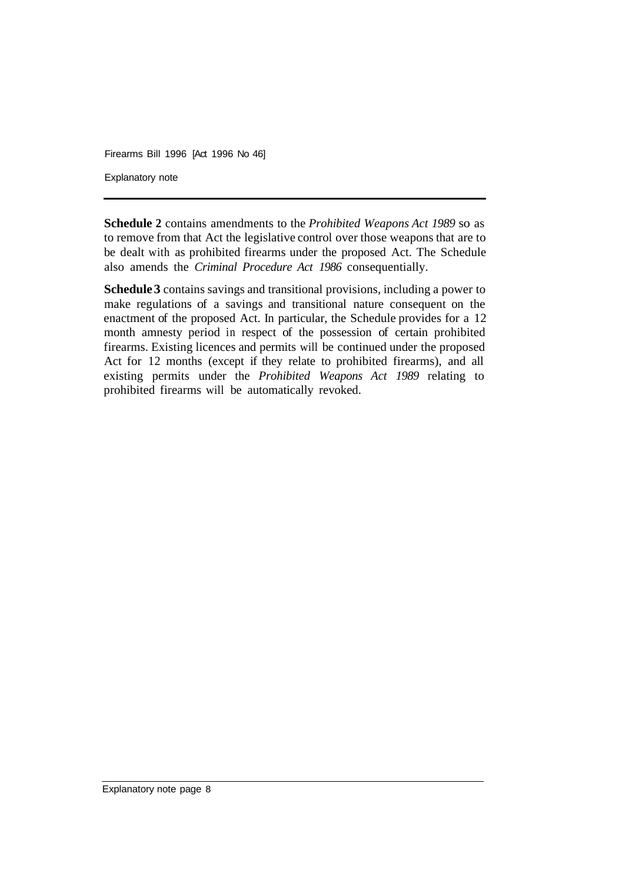**Schedule 2** contains amendments to the *Prohibited Weapons Act 1989* so as to remove from that Act the legislative control over those weapons that are to be dealt with as prohibited firearms under the proposed Act. The Schedule also amends the *Criminal Procedure Act 1986* consequentially.

**Schedule 3** contains savings and transitional provisions, including a power to make regulations of a savings and transitional nature consequent on the enactment of the proposed Act. In particular, the Schedule provides for a 12 month amnesty period in respect of the possession of certain prohibited firearms. Existing licences and permits will be continued under the proposed Act for 12 months (except if they relate to prohibited firearms), and all existing permits under the *Prohibited Weapons Act 1989* relating to prohibited firearms will be automatically revoked.